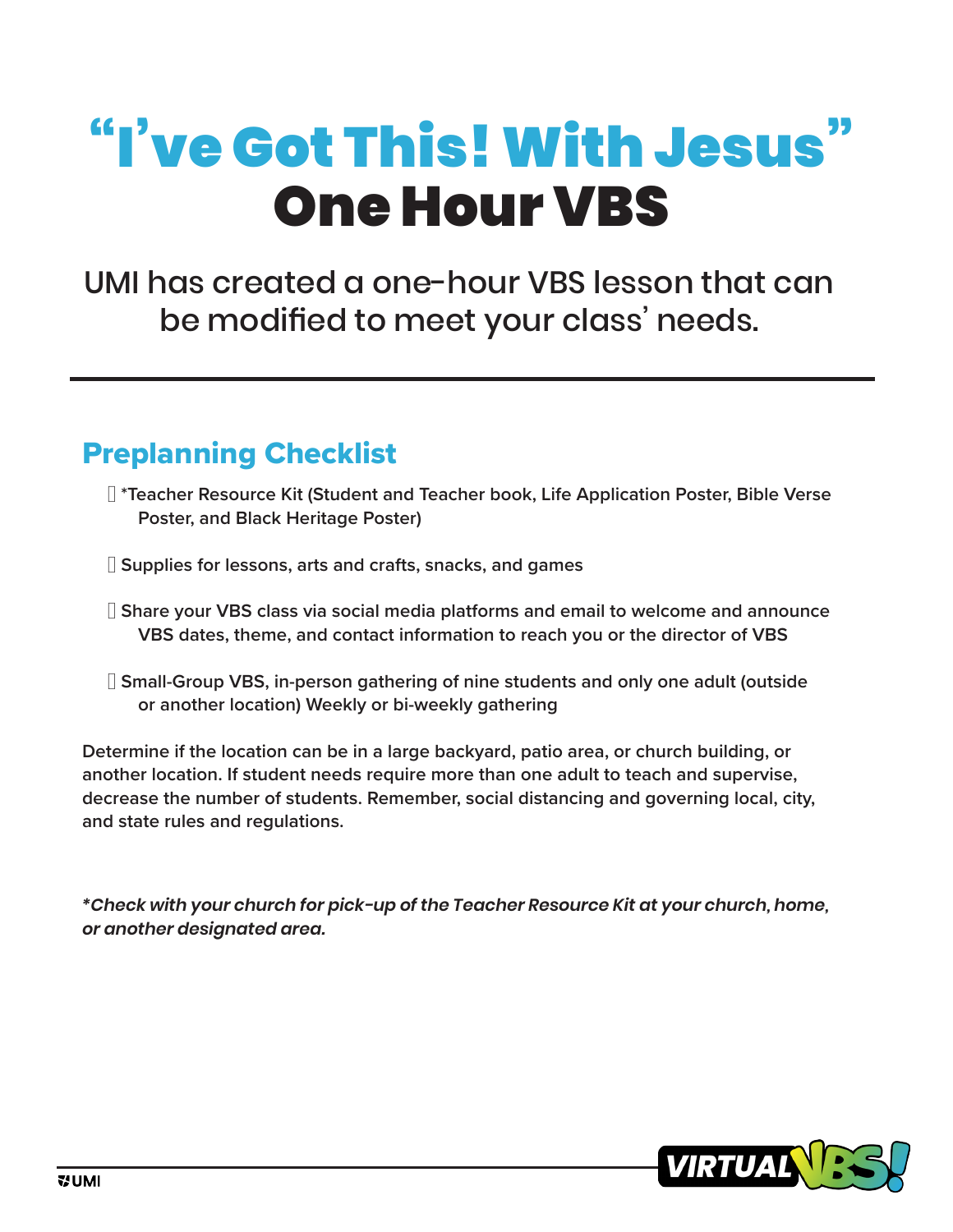# "I've Got This! With Jesus" One Hour VBS

UMI has created a one-hour VBS lesson that can be modified to meet your class' needs.

---

## Preplanning Checklist

- *Teacher Resource Kit (Student and Teacher book, Life Application Poster, Bible Verse Poster, and Black Heritage Poster)

- Supplies for lessons, arts and crafts, snacks, and games

- Share your VBS class via social media platforms and email to welcome and announce VBS dates, theme, and contact information to reach you or the director of VBS

- Small-Group VBS, in-person gathering of nine students and only one adult (outside or another location) Weekly or bi-weekly gathering

**Determine if the location can be in a large backyard, patio area, or church building, or another location. If student needs require more than one adult to teach and supervise, decrease the number of students. Remember, social distancing and governing local, city, and state rules and regulations.**

***Check with your church for pick-up of the Teacher Resource Kit at your church, home, or another designated area.***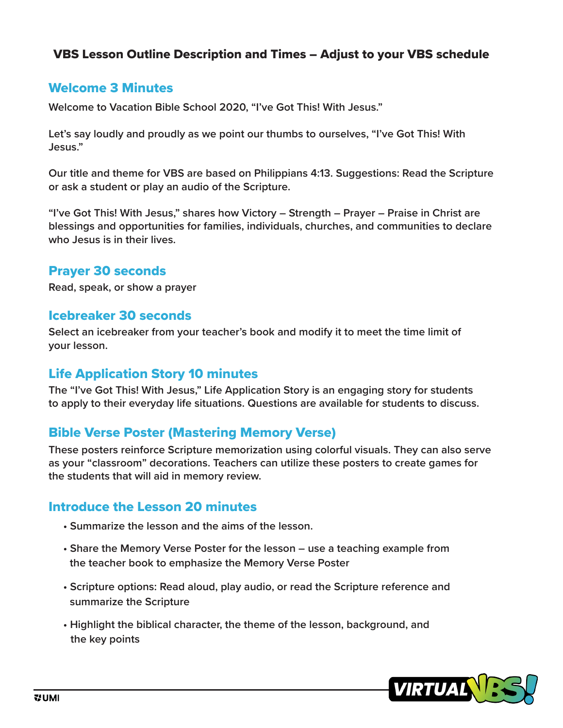# VBS Lesson Outline Description and Times – Adjust to your VBS schedule

## Welcome 3 Minutes

Welcome to Vacation Bible School 2020, "I've Got This! With Jesus."

Let's say loudly and proudly as we point our thumbs to ourselves, "I've Got This! With Jesus."

Our title and theme for VBS are based on Philippians 4:13. Suggestions: Read the Scripture or ask a student or play an audio of the Scripture.

"I've Got This! With Jesus," shares how Victory – Strength – Prayer – Praise in Christ are blessings and opportunities for families, individuals, churches, and communities to declare who Jesus is in their lives.

## Prayer 30 seconds

Read, speak, or show a prayer

## Icebreaker 30 seconds

Select an icebreaker from your teacher's book and modify it to meet the time limit of your lesson.

## Life Application Story 10 minutes

The "I've Got This! With Jesus," Life Application Story is an engaging story for students to apply to their everyday life situations. Questions are available for students to discuss.

## Bible Verse Poster (Mastering Memory Verse)

These posters reinforce Scripture memorization using colorful visuals. They can also serve as your "classroom" decorations. Teachers can utilize these posters to create games for the students that will aid in memory review.

## Introduce the Lesson 20 minutes

- Summarize the lesson and the aims of the lesson.
- Share the Memory Verse Poster for the lesson – use a teaching example from the teacher book to emphasize the Memory Verse Poster
- Scripture options: Read aloud, play audio, or read the Scripture reference and summarize the Scripture
- Highlight the biblical character, the theme of the lesson, background, and the key points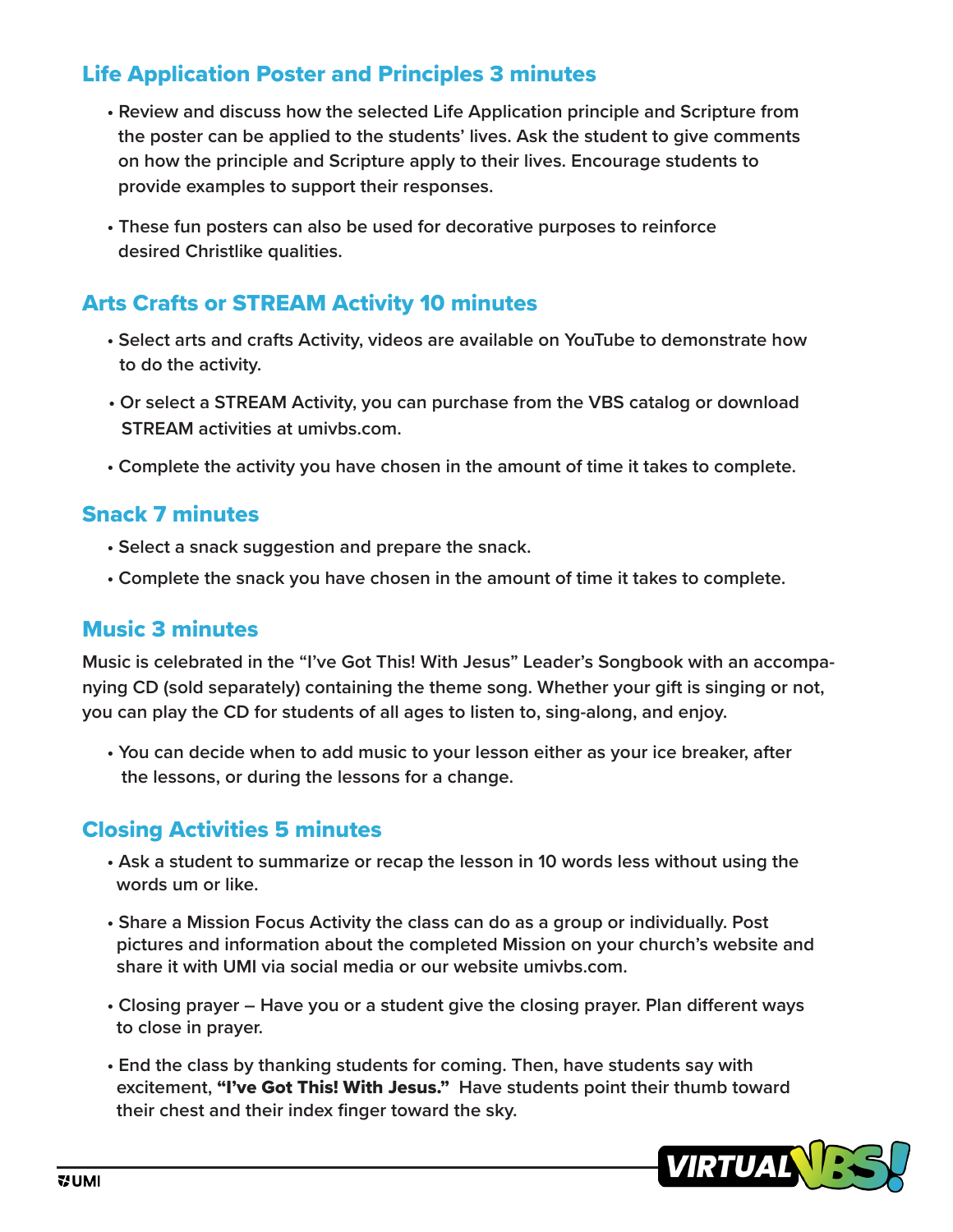## Life Application Poster and Principles 3 minutes

- Review and discuss how the selected Life Application principle and Scripture from the poster can be applied to the students' lives. Ask the student to give comments on how the principle and Scripture apply to their lives. Encourage students to provide examples to support their responses.
- These fun posters can also be used for decorative purposes to reinforce desired Christlike qualities.

## Arts Crafts or STREAM Activity 10 minutes

- Select arts and crafts Activity, videos are available on YouTube to demonstrate how to do the activity.
- Or select a STREAM Activity, you can purchase from the VBS catalog or download STREAM activities at umivbs.com.
- Complete the activity you have chosen in the amount of time it takes to complete.

## Snack 7 minutes

- Select a snack suggestion and prepare the snack.
- Complete the snack you have chosen in the amount of time it takes to complete.

## Music 3 minutes

Music is celebrated in the "I've Got This! With Jesus" Leader's Songbook with an accompanying CD (sold separately) containing the theme song. Whether your gift is singing or not, you can play the CD for students of all ages to listen to, sing-along, and enjoy.

- You can decide when to add music to your lesson either as your ice breaker, after the lessons, or during the lessons for a change.

## Closing Activities 5 minutes

- Ask a student to summarize or recap the lesson in 10 words less without using the words um or like.
- Share a Mission Focus Activity the class can do as a group or individually. Post pictures and information about the completed Mission on your church's website and share it with UMI via social media or our website umivbs.com.
- Closing prayer – Have you or a student give the closing prayer. Plan different ways to close in prayer.
- End the class by thanking students for coming. Then, have students say with excitement, **"I've Got This! With Jesus."** Have students point their thumb toward their chest and their index finger toward the sky.